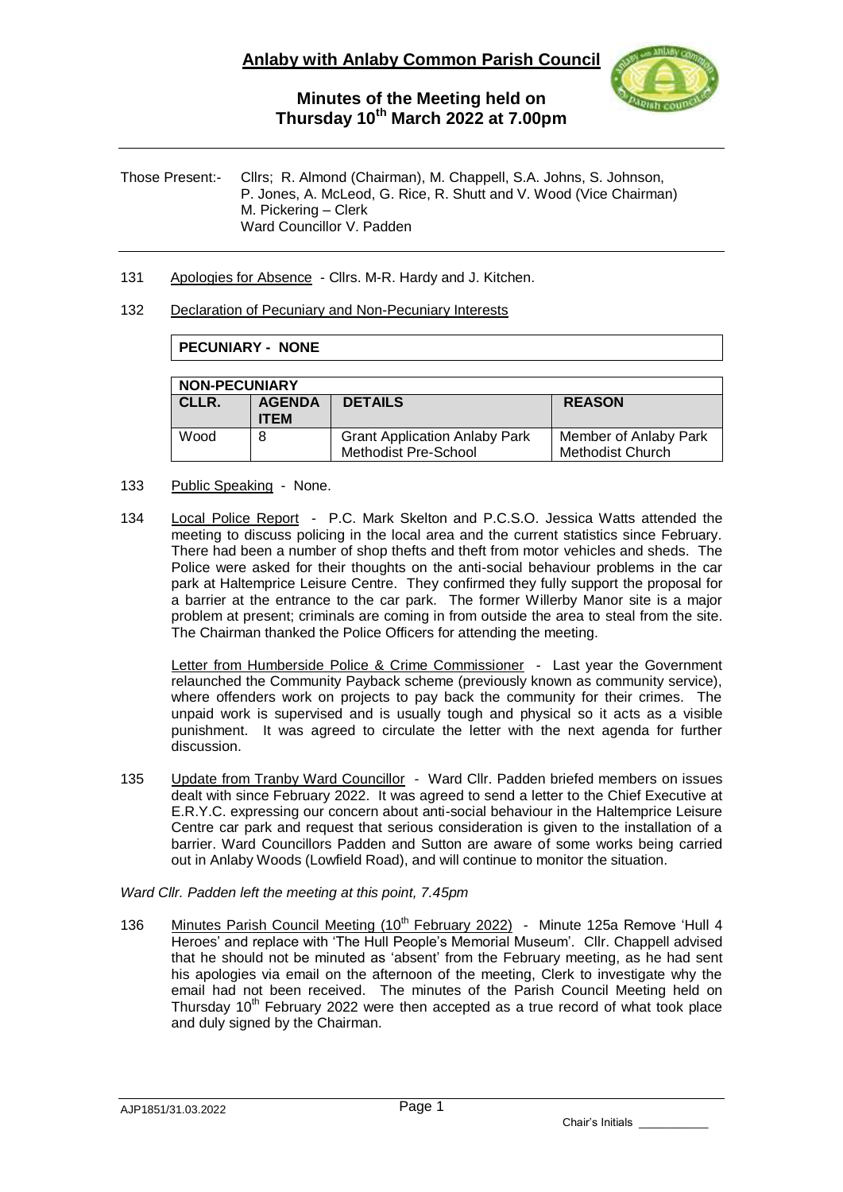# Anlaby with Anlaby Common Parish Council

## Minutes of the Meeting held on Thursday 10th March 2022 at 7.00pm

Those Present:- Cllrs; R. Almond (Chairman), M. Chappell, S.A. Johns, S. Johnson, P. Jones, A. McLeod, G. Rice, R. Shutt and V. Wood (Vice Chairman)
M. Pickering – Clerk
Ward Councillor V. Padden

131 Apologies for Absence - Cllrs. M-R. Hardy and J. Kitchen.

132 Declaration of Pecuniary and Non-Pecuniary Interests

| **PECUNIARY - NONE** |
|---|

| **NON-PECUNIARY** | | | |
|---|---|---|---|
| **CLLR.** | **AGENDA ITEM** | **DETAILS** | **REASON** |
| Wood | 8 | Grant Application Anlaby Park Methodist Pre-School | Member of Anlaby Park Methodist Church |

133 Public Speaking - None.

134 Local Police Report - P.C. Mark Skelton and P.C.S.O. Jessica Watts attended the meeting to discuss policing in the local area and the current statistics since February. There had been a number of shop thefts and theft from motor vehicles and sheds. The Police were asked for their thoughts on the anti-social behaviour problems in the car park at Haltemprice Leisure Centre. They confirmed they fully support the proposal for a barrier at the entrance to the car park. The former Willerby Manor site is a major problem at present; criminals are coming in from outside the area to steal from the site. The Chairman thanked the Police Officers for attending the meeting.

Letter from Humberside Police & Crime Commissioner - Last year the Government relaunched the Community Payback scheme (previously known as community service), where offenders work on projects to pay back the community for their crimes. The unpaid work is supervised and is usually tough and physical so it acts as a visible punishment. It was agreed to circulate the letter with the next agenda for further discussion.

135 Update from Tranby Ward Councillor - Ward Cllr. Padden briefed members on issues dealt with since February 2022. It was agreed to send a letter to the Chief Executive at E.R.Y.C. expressing our concern about anti-social behaviour in the Haltemprice Leisure Centre car park and request that serious consideration is given to the installation of a barrier. Ward Councillors Padden and Sutton are aware of some works being carried out in Anlaby Woods (Lowfield Road), and will continue to monitor the situation.

*Ward Cllr. Padden left the meeting at this point, 7.45pm*

136 Minutes Parish Council Meeting (10th February 2022) - Minute 125a Remove 'Hull 4 Heroes' and replace with 'The Hull People's Memorial Museum'. Cllr. Chappell advised that he should not be minuted as 'absent' from the February meeting, as he had sent his apologies via email on the afternoon of the meeting, Clerk to investigate why the email had not been received. The minutes of the Parish Council Meeting held on Thursday 10th February 2022 were then accepted as a true record of what took place and duly signed by the Chairman.

AJP1851/31.03.2022

Chair's Initials ___________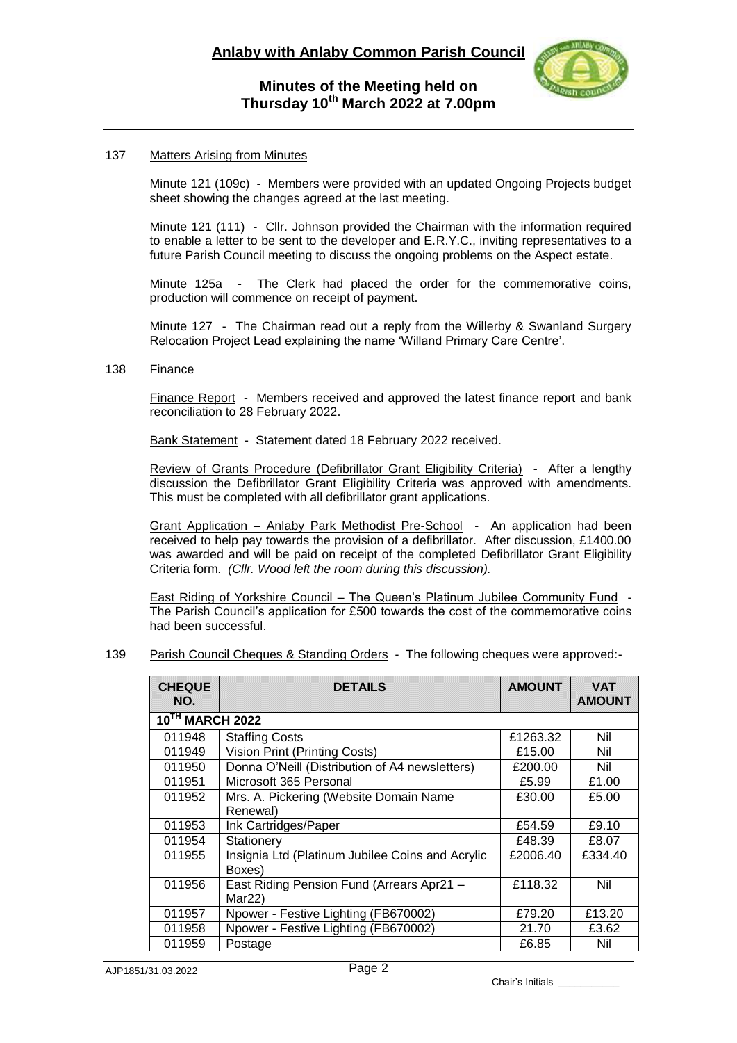# Anlaby with Anlaby Common Parish Council

## Minutes of the Meeting held on Thursday 10th March 2022 at 7.00pm

137 Matters Arising from Minutes

Minute 121 (109c) - Members were provided with an updated Ongoing Projects budget sheet showing the changes agreed at the last meeting.

Minute 121 (111) - Cllr. Johnson provided the Chairman with the information required to enable a letter to be sent to the developer and E.R.Y.C., inviting representatives to a future Parish Council meeting to discuss the ongoing problems on the Aspect estate.

Minute 125a - The Clerk had placed the order for the commemorative coins, production will commence on receipt of payment.

Minute 127 - The Chairman read out a reply from the Willerby & Swanland Surgery Relocation Project Lead explaining the name 'Willand Primary Care Centre'.

138 Finance

Finance Report - Members received and approved the latest finance report and bank reconciliation to 28 February 2022.

Bank Statement - Statement dated 18 February 2022 received.

Review of Grants Procedure (Defibrillator Grant Eligibility Criteria) - After a lengthy discussion the Defibrillator Grant Eligibility Criteria was approved with amendments. This must be completed with all defibrillator grant applications.

Grant Application – Anlaby Park Methodist Pre-School - An application had been received to help pay towards the provision of a defibrillator. After discussion, £1400.00 was awarded and will be paid on receipt of the completed Defibrillator Grant Eligibility Criteria form. *(Cllr. Wood left the room during this discussion).*

East Riding of Yorkshire Council – The Queen's Platinum Jubilee Community Fund - The Parish Council's application for £500 towards the cost of the commemorative coins had been successful.

139 Parish Council Cheques & Standing Orders - The following cheques were approved:-

| CHEQUE NO. | DETAILS | AMOUNT | VAT AMOUNT |
|---|---|---|---|
| **10TH MARCH 2022** | | | |
| 011948 | Staffing Costs | £1263.32 | Nil |
| 011949 | Vision Print (Printing Costs) | £15.00 | Nil |
| 011950 | Donna O'Neill (Distribution of A4 newsletters) | £200.00 | Nil |
| 011951 | Microsoft 365 Personal | £5.99 | £1.00 |
| 011952 | Mrs. A. Pickering (Website Domain Name Renewal) | £30.00 | £5.00 |
| 011953 | Ink Cartridges/Paper | £54.59 | £9.10 |
| 011954 | Stationery | £48.39 | £8.07 |
| 011955 | Insignia Ltd (Platinum Jubilee Coins and Acrylic Boxes) | £2006.40 | £334.40 |
| 011956 | East Riding Pension Fund (Arrears Apr21 – Mar22) | £118.32 | Nil |
| 011957 | Npower - Festive Lighting (FB670002) | £79.20 | £13.20 |
| 011958 | Npower - Festive Lighting (FB670002) | 21.70 | £3.62 |
| 011959 | Postage | £6.85 | Nil |

Chair's Initials ___________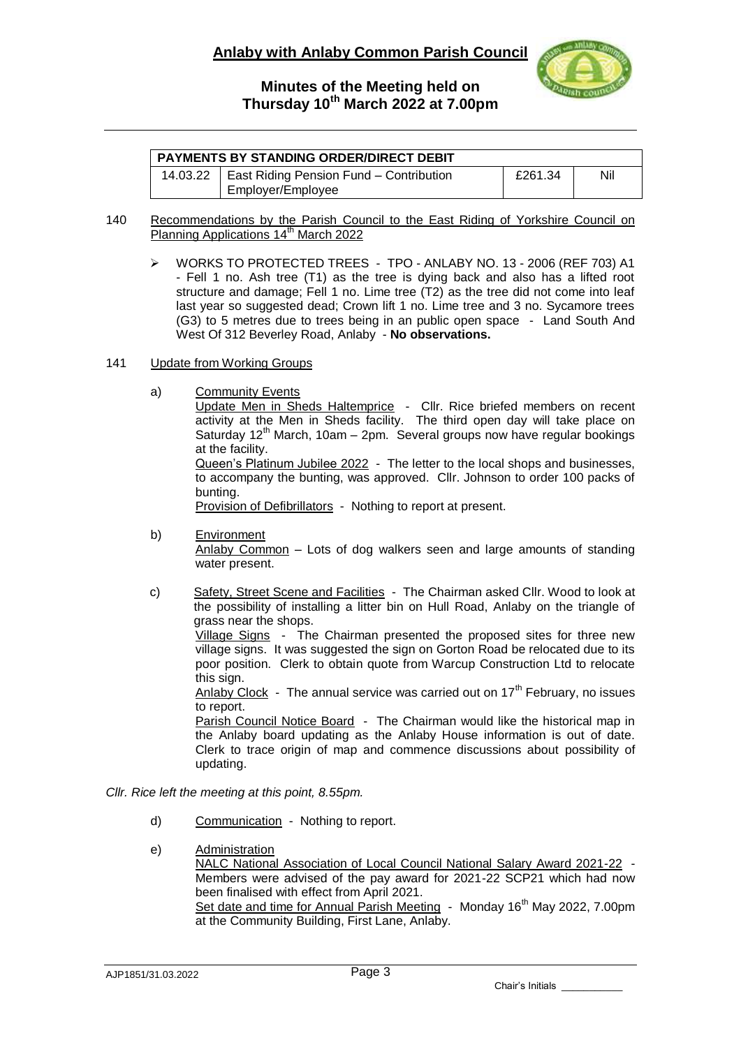| PAYMENTS BY STANDING ORDER/DIRECT DEBIT | | | |
|---|---|---|---|
| 14.03.22 | East Riding Pension Fund – Contribution Employer/Employee | £261.34 | Nil |

140 Recommendations by the Parish Council to the East Riding of Yorkshire Council on Planning Applications 14th March 2022

- WORKS TO PROTECTED TREES - TPO - ANLABY NO. 13 - 2006 (REF 703) A1 - Fell 1 no. Ash tree (T1) as the tree is dying back and also has a lifted root structure and damage; Fell 1 no. Lime tree (T2) as the tree did not come into leaf last year so suggested dead; Crown lift 1 no. Lime tree and 3 no. Sycamore trees (G3) to 5 metres due to trees being in an public open space - Land South And West Of 312 Beverley Road, Anlaby - **No observations.**

141 Update from Working Groups

a) Community Events

Update Men in Sheds Haltemprice - Cllr. Rice briefed members on recent activity at the Men in Sheds facility. The third open day will take place on Saturday 12th March, 10am – 2pm. Several groups now have regular bookings at the facility.

Queen's Platinum Jubilee 2022 - The letter to the local shops and businesses, to accompany the bunting, was approved. Cllr. Johnson to order 100 packs of bunting.

Provision of Defibrillators - Nothing to report at present.

b) Environment

Anlaby Common – Lots of dog walkers seen and large amounts of standing water present.

c) Safety, Street Scene and Facilities - The Chairman asked Cllr. Wood to look at the possibility of installing a litter bin on Hull Road, Anlaby on the triangle of grass near the shops.

Village Signs - The Chairman presented the proposed sites for three new village signs. It was suggested the sign on Gorton Road be relocated due to its poor position. Clerk to obtain quote from Warcup Construction Ltd to relocate this sign.

Anlaby Clock - The annual service was carried out on 17th February, no issues to report.

Parish Council Notice Board - The Chairman would like the historical map in the Anlaby board updating as the Anlaby House information is out of date. Clerk to trace origin of map and commence discussions about possibility of updating.

*Cllr. Rice left the meeting at this point, 8.55pm.*

d) Communication - Nothing to report.

e) Administration

NALC National Association of Local Council National Salary Award 2021-22 - Members were advised of the pay award for 2021-22 SCP21 which had now been finalised with effect from April 2021.

Set date and time for Annual Parish Meeting - Monday 16th May 2022, 7.00pm at the Community Building, First Lane, Anlaby.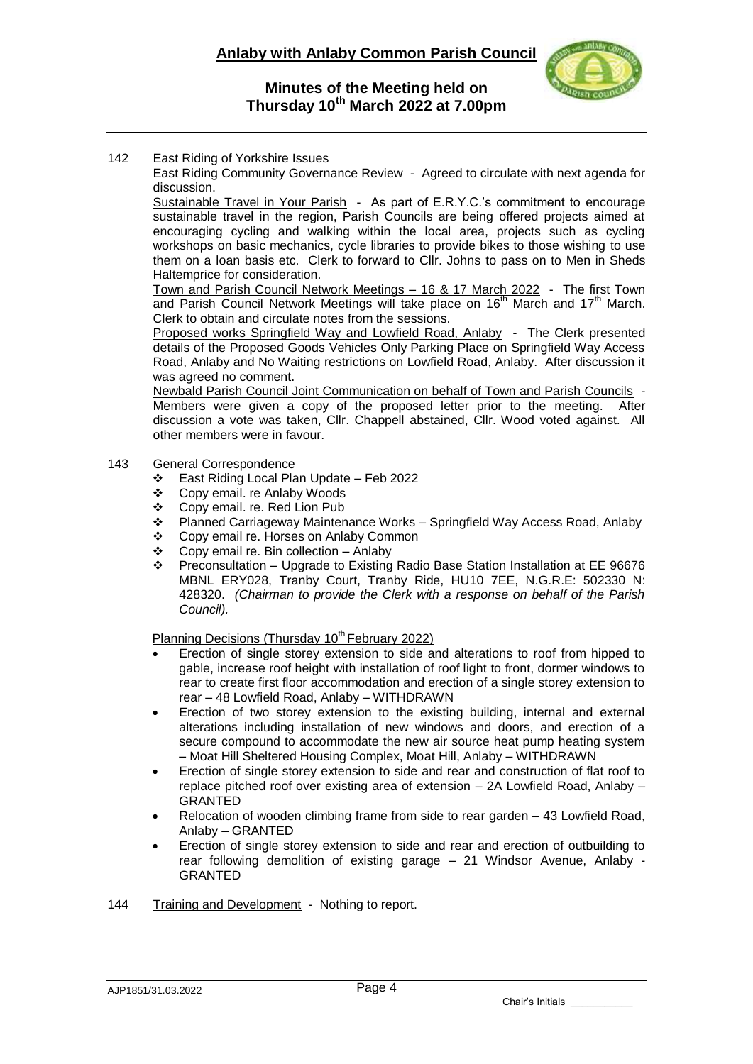## 142 East Riding of Yorkshire Issues

East Riding Community Governance Review - Agreed to circulate with next agenda for discussion.

Sustainable Travel in Your Parish - As part of E.R.Y.C.'s commitment to encourage sustainable travel in the region, Parish Councils are being offered projects aimed at encouraging cycling and walking within the local area, projects such as cycling workshops on basic mechanics, cycle libraries to provide bikes to those wishing to use them on a loan basis etc. Clerk to forward to Cllr. Johns to pass on to Men in Sheds Haltemprice for consideration.

Town and Parish Council Network Meetings – 16 & 17 March 2022 - The first Town and Parish Council Network Meetings will take place on 16th March and 17th March. Clerk to obtain and circulate notes from the sessions.

Proposed works Springfield Way and Lowfield Road, Anlaby - The Clerk presented details of the Proposed Goods Vehicles Only Parking Place on Springfield Way Access Road, Anlaby and No Waiting restrictions on Lowfield Road, Anlaby. After discussion it was agreed no comment.

Newbald Parish Council Joint Communication on behalf of Town and Parish Councils - Members were given a copy of the proposed letter prior to the meeting. After discussion a vote was taken, Cllr. Chappell abstained, Cllr. Wood voted against. All other members were in favour.

## 143 General Correspondence

- East Riding Local Plan Update – Feb 2022
- Copy email. re Anlaby Woods
- Copy email. re. Red Lion Pub
- Planned Carriageway Maintenance Works – Springfield Way Access Road, Anlaby
- Copy email re. Horses on Anlaby Common
- Copy email re. Bin collection – Anlaby
- Preconsultation – Upgrade to Existing Radio Base Station Installation at EE 96676 MBNL ERY028, Tranby Court, Tranby Ride, HU10 7EE, N.G.R.E: 502330 N: 428320. *(Chairman to provide the Clerk with a response on behalf of the Parish Council).*

Planning Decisions (Thursday 10th February 2022)

- Erection of single storey extension to side and alterations to roof from hipped to gable, increase roof height with installation of roof light to front, dormer windows to rear to create first floor accommodation and erection of a single storey extension to rear – 48 Lowfield Road, Anlaby – WITHDRAWN
- Erection of two storey extension to the existing building, internal and external alterations including installation of new windows and doors, and erection of a secure compound to accommodate the new air source heat pump heating system – Moat Hill Sheltered Housing Complex, Moat Hill, Anlaby – WITHDRAWN
- Erection of single storey extension to side and rear and construction of flat roof to replace pitched roof over existing area of extension – 2A Lowfield Road, Anlaby – GRANTED
- Relocation of wooden climbing frame from side to rear garden – 43 Lowfield Road, Anlaby – GRANTED
- Erection of single storey extension to side and rear and erection of outbuilding to rear following demolition of existing garage – 21 Windsor Avenue, Anlaby - GRANTED

## 144 Training and Development - Nothing to report.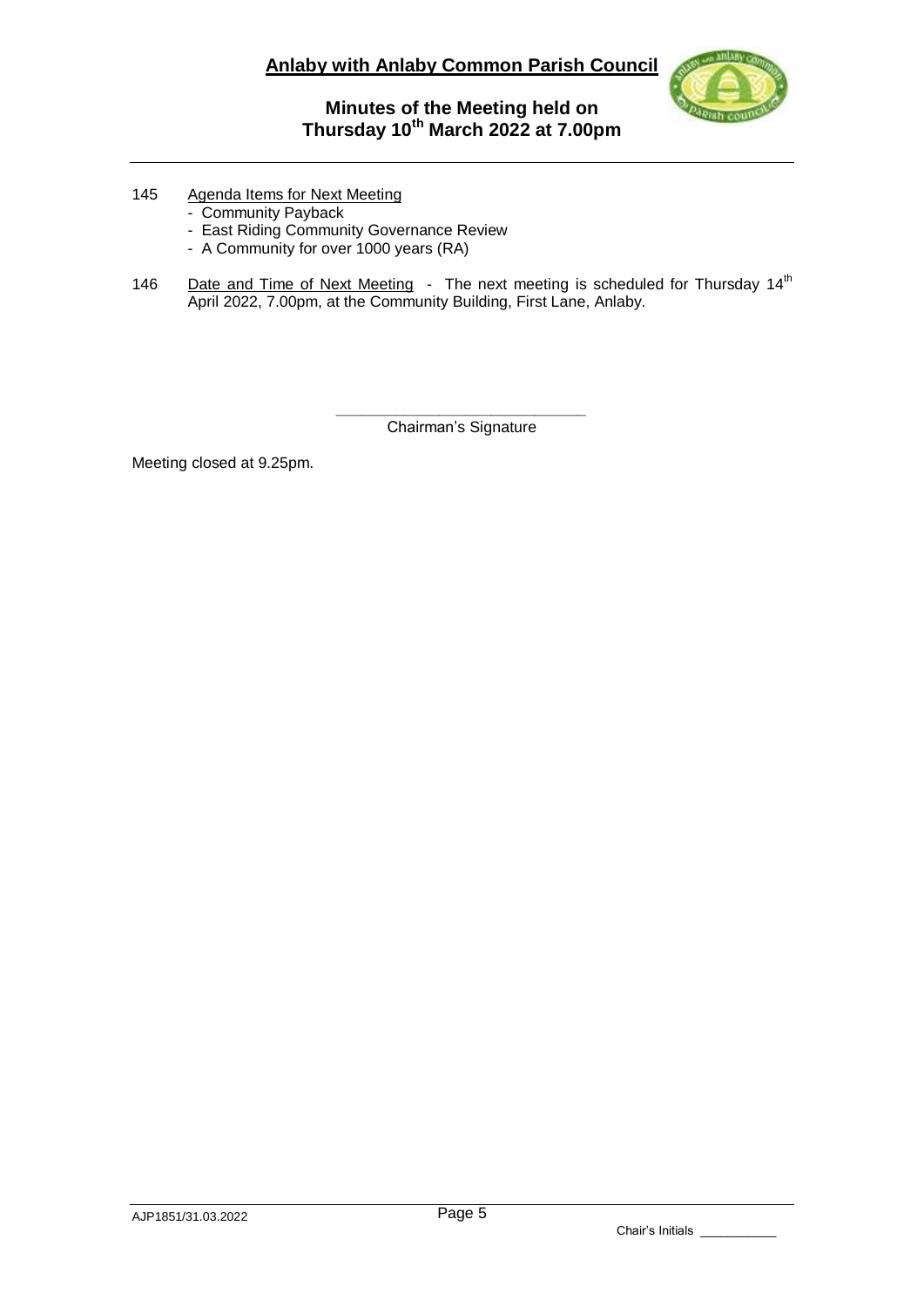145 Agenda Items for Next Meeting
- Community Payback
- East Riding Community Governance Review
- A Community for over 1000 years (RA)

146 Date and Time of Next Meeting - The next meeting is scheduled for Thursday 14th April 2022, 7.00pm, at the Community Building, First Lane, Anlaby.

\_\_\_\_\_\_\_\_\_\_\_\_\_\_\_\_\_\_\_\_\_\_\_\_\_\_\_\_\_\_

Chairman's Signature

Meeting closed at 9.25pm.

AJP1851/31.03.2022

Chair's Initials \_\_\_\_\_\_\_\_\_\_\_